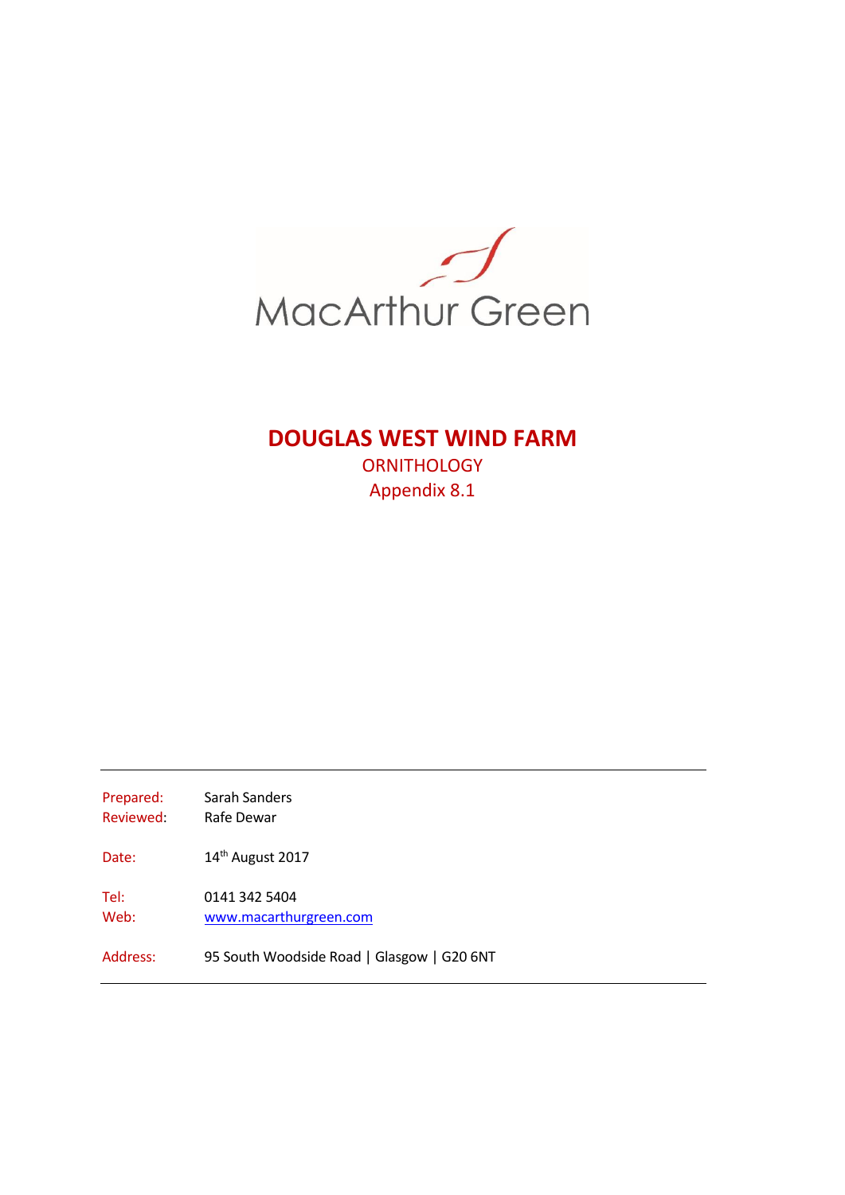MacArthur Green

# DOUGLAS WEST WIND FARM

## ORNITHOLOGY

## Appendix 8.1

| | |
|---|---|
| Prepared: | Sarah Sanders |
| Reviewed: | Rafe Dewar |
| Date: | 14th August 2017 |
| Tel: | 0141 342 5404 |
| Web: | www.macarthurgreen.com |
| Address: | 95 South Woodside Road \| Glasgow \| G20 6NT |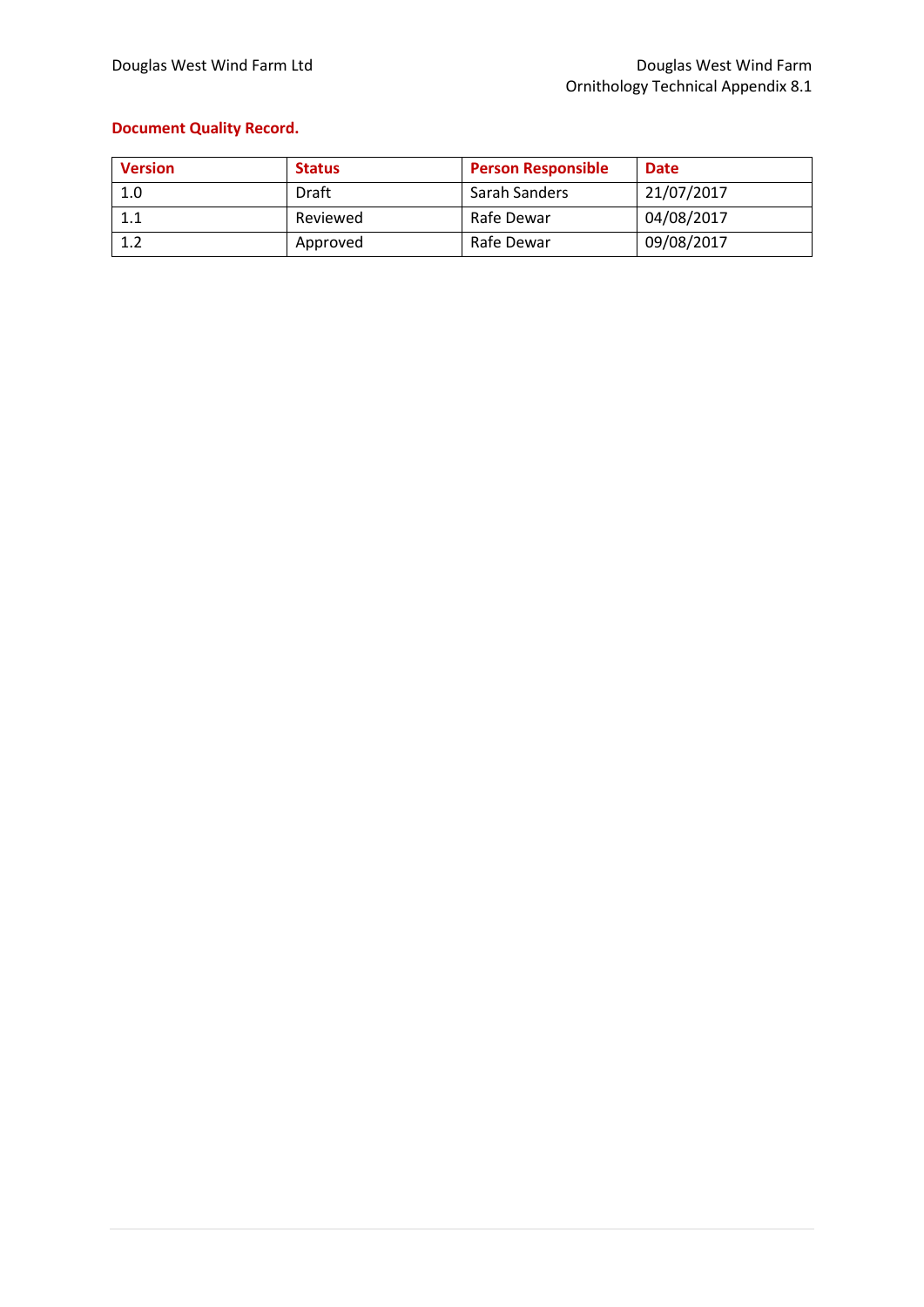**Document Quality Record.**

| Version | Status | Person Responsible | Date |
|---|---|---|---|
| 1.0 | Draft | Sarah Sanders | 21/07/2017 |
| 1.1 | Reviewed | Rafe Dewar | 04/08/2017 |
| 1.2 | Approved | Rafe Dewar | 09/08/2017 |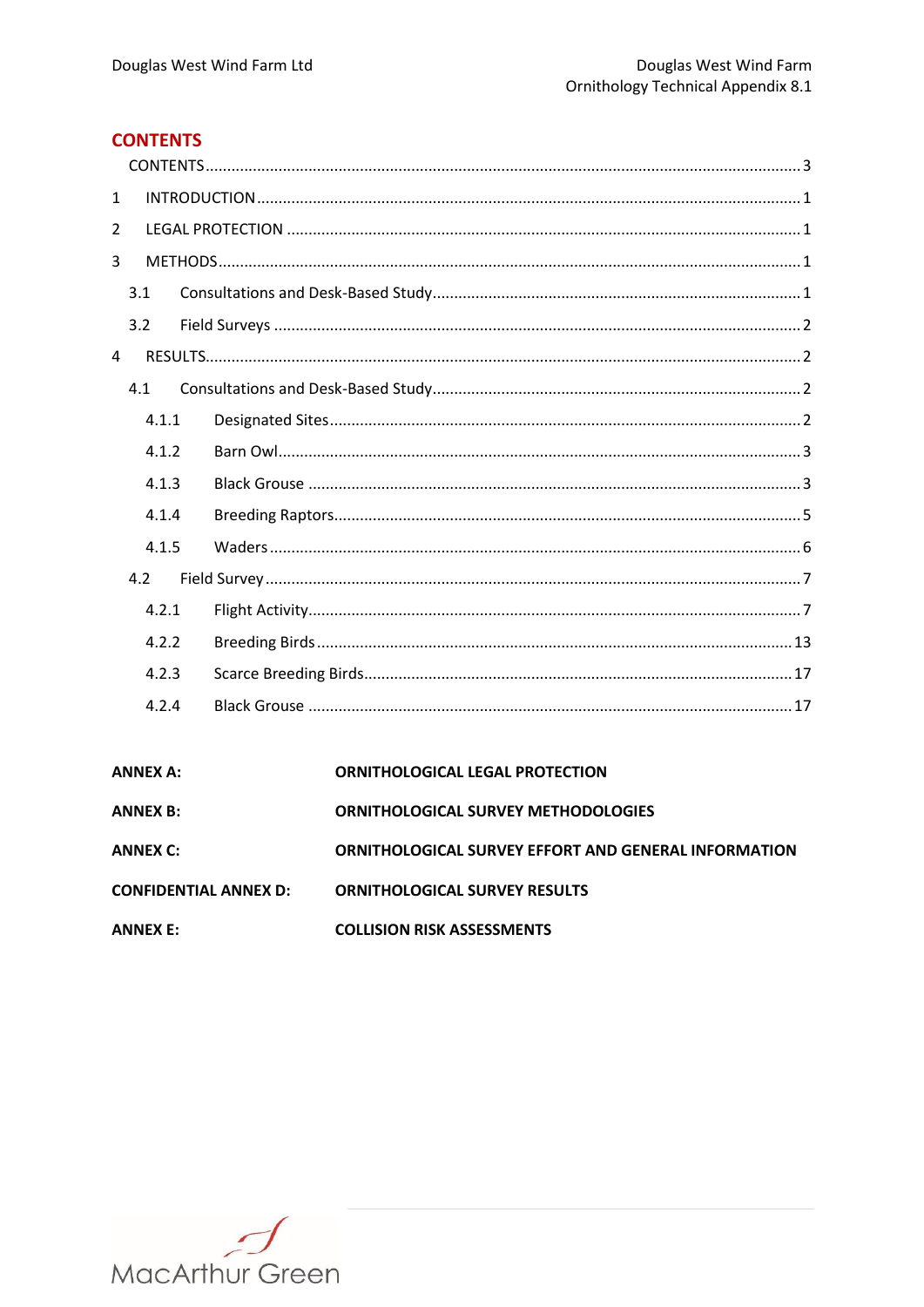# CONTENTS

| | | |
|---|---|---|
| | CONTENTS | 3 |
| 1 | INTRODUCTION | 1 |
| 2 | LEGAL PROTECTION | 1 |
| 3 | METHODS | 1 |
| 3.1 | Consultations and Desk-Based Study | 1 |
| 3.2 | Field Surveys | 2 |
| 4 | RESULTS | 2 |
| 4.1 | Consultations and Desk-Based Study | 2 |
| 4.1.1 | Designated Sites | 2 |
| 4.1.2 | Barn Owl | 3 |
| 4.1.3 | Black Grouse | 3 |
| 4.1.4 | Breeding Raptors | 5 |
| 4.1.5 | Waders | 6 |
| 4.2 | Field Survey | 7 |
| 4.2.1 | Flight Activity | 7 |
| 4.2.2 | Breeding Birds | 13 |
| 4.2.3 | Scarce Breeding Birds | 17 |
| 4.2.4 | Black Grouse | 17 |

| | |
|---|---|
| **ANNEX A:** | **ORNITHOLOGICAL LEGAL PROTECTION** |
| **ANNEX B:** | **ORNITHOLOGICAL SURVEY METHODOLOGIES** |
| **ANNEX C:** | **ORNITHOLOGICAL SURVEY EFFORT AND GENERAL INFORMATION** |
| **CONFIDENTIAL ANNEX D:** | **ORNITHOLOGICAL SURVEY RESULTS** |
| **ANNEX E:** | **COLLISION RISK ASSESSMENTS** |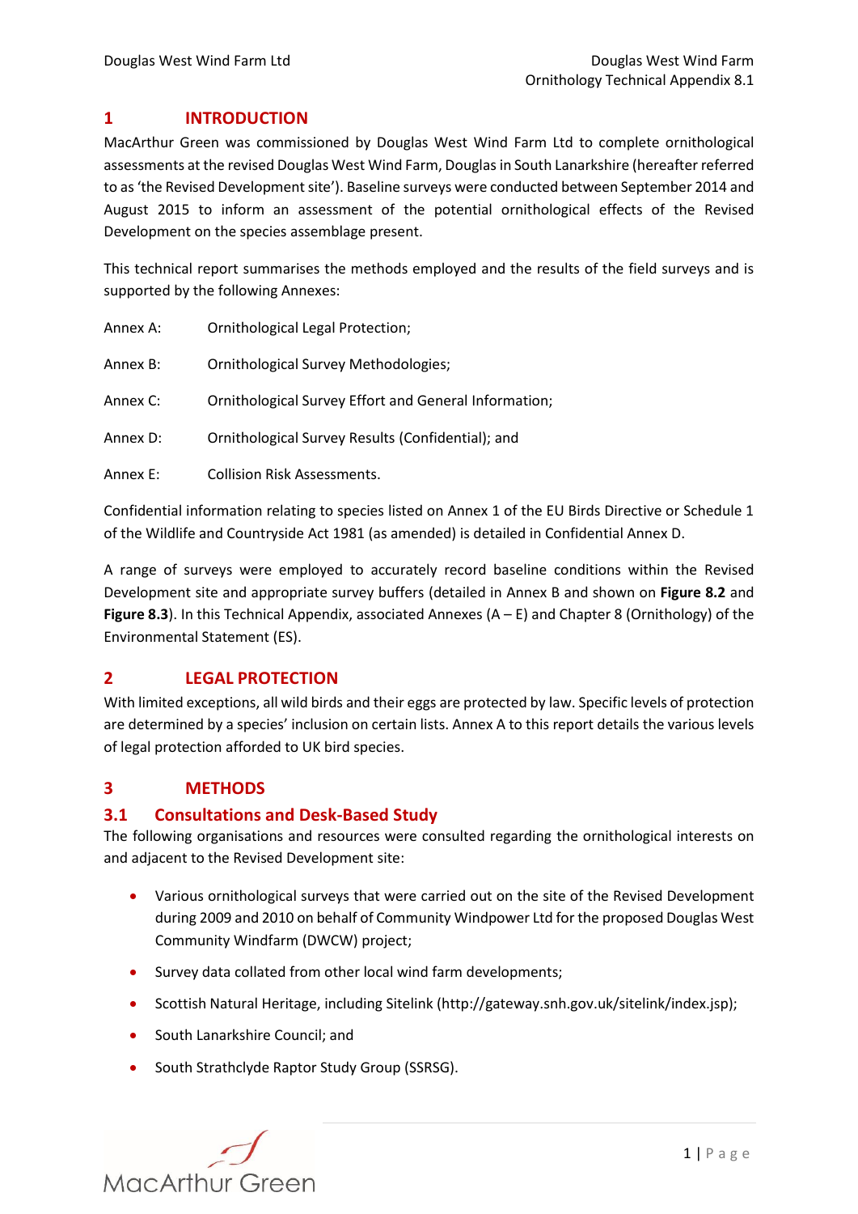# 1 INTRODUCTION

MacArthur Green was commissioned by Douglas West Wind Farm Ltd to complete ornithological assessments at the revised Douglas West Wind Farm, Douglas in South Lanarkshire (hereafter referred to as 'the Revised Development site'). Baseline surveys were conducted between September 2014 and August 2015 to inform an assessment of the potential ornithological effects of the Revised Development on the species assemblage present.

This technical report summarises the methods employed and the results of the field surveys and is supported by the following Annexes:

Annex A: Ornithological Legal Protection;

Annex B: Ornithological Survey Methodologies;

Annex C: Ornithological Survey Effort and General Information;

Annex D: Ornithological Survey Results (Confidential); and

Annex E: Collision Risk Assessments.

Confidential information relating to species listed on Annex 1 of the EU Birds Directive or Schedule 1 of the Wildlife and Countryside Act 1981 (as amended) is detailed in Confidential Annex D.

A range of surveys were employed to accurately record baseline conditions within the Revised Development site and appropriate survey buffers (detailed in Annex B and shown on **Figure 8.2** and **Figure 8.3**). In this Technical Appendix, associated Annexes (A – E) and Chapter 8 (Ornithology) of the Environmental Statement (ES).

# 2 LEGAL PROTECTION

With limited exceptions, all wild birds and their eggs are protected by law. Specific levels of protection are determined by a species' inclusion on certain lists. Annex A to this report details the various levels of legal protection afforded to UK bird species.

# 3 METHODS

## 3.1 Consultations and Desk-Based Study

The following organisations and resources were consulted regarding the ornithological interests on and adjacent to the Revised Development site:

- Various ornithological surveys that were carried out on the site of the Revised Development during 2009 and 2010 on behalf of Community Windpower Ltd for the proposed Douglas West Community Windfarm (DWCW) project;
- Survey data collated from other local wind farm developments;
- Scottish Natural Heritage, including Sitelink (http://gateway.snh.gov.uk/sitelink/index.jsp);
- South Lanarkshire Council; and
- South Strathclyde Raptor Study Group (SSRSG).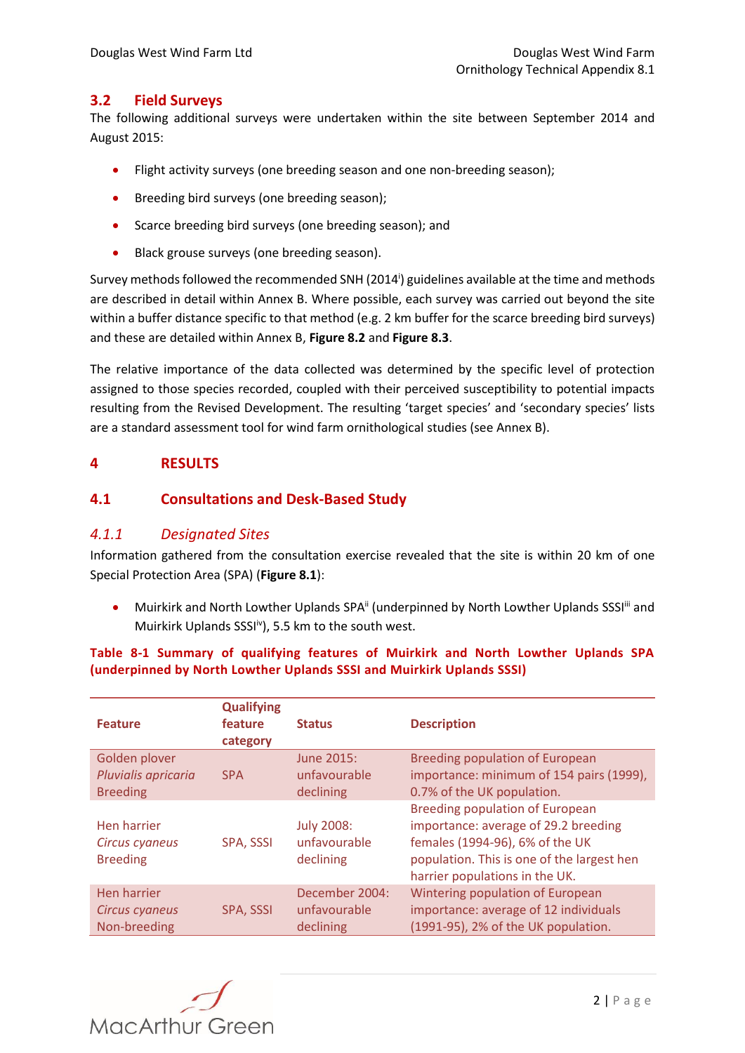## 3.2 Field Surveys

The following additional surveys were undertaken within the site between September 2014 and August 2015:

- Flight activity surveys (one breeding season and one non-breeding season);
- Breeding bird surveys (one breeding season);
- Scarce breeding bird surveys (one breeding season); and
- Black grouse surveys (one breeding season).

Survey methods followed the recommended SNH (2014[i]) guidelines available at the time and methods are described in detail within Annex B. Where possible, each survey was carried out beyond the site within a buffer distance specific to that method (e.g. 2 km buffer for the scarce breeding bird surveys) and these are detailed within Annex B, **Figure 8.2** and **Figure 8.3**.

The relative importance of the data collected was determined by the specific level of protection assigned to those species recorded, coupled with their perceived susceptibility to potential impacts resulting from the Revised Development. The resulting 'target species' and 'secondary species' lists are a standard assessment tool for wind farm ornithological studies (see Annex B).

# 4 RESULTS

## 4.1 Consultations and Desk-Based Study

### *4.1.1 Designated Sites*

Information gathered from the consultation exercise revealed that the site is within 20 km of one Special Protection Area (SPA) (**Figure 8.1**):

- Muirkirk and North Lowther Uplands SPA[ii] (underpinned by North Lowther Uplands SSSI[iii] and Muirkirk Uplands SSSI[iv]), 5.5 km to the south west.

**Table 8-1 Summary of qualifying features of Muirkirk and North Lowther Uplands SPA (underpinned by North Lowther Uplands SSSI and Muirkirk Uplands SSSI)**

| Feature | Qualifying feature category | Status | Description |
|---|---|---|---|
| Golden plover *Pluvialis apricaria* Breeding | SPA | June 2015: unfavourable declining | Breeding population of European importance: minimum of 154 pairs (1999), 0.7% of the UK population. |
| Hen harrier *Circus cyaneus* Breeding | SPA, SSSI | July 2008: unfavourable declining | Breeding population of European importance: average of 29.2 breeding females (1994-96), 6% of the UK population. This is one of the largest hen harrier populations in the UK. |
| Hen harrier *Circus cyaneus* Non-breeding | SPA, SSSI | December 2004: unfavourable declining | Wintering population of European importance: average of 12 individuals (1991-95), 2% of the UK population. |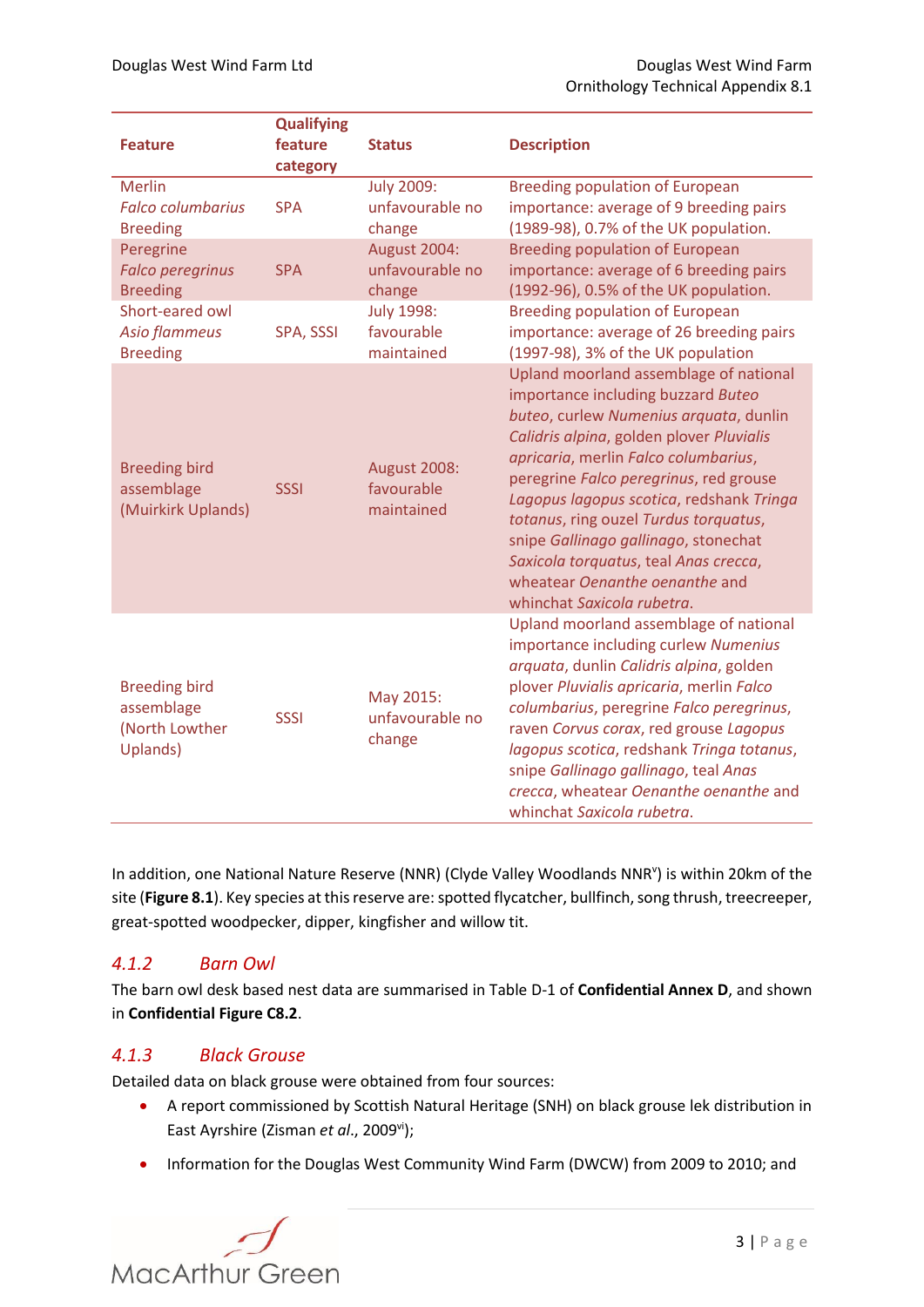| Feature | Qualifying feature category | Status | Description |
|---|---|---|---|
| Merlin *Falco columbarius* Breeding | SPA | July 2009: unfavourable no change | Breeding population of European importance: average of 9 breeding pairs (1989-98), 0.7% of the UK population. |
| Peregrine *Falco peregrinus* Breeding | SPA | August 2004: unfavourable no change | Breeding population of European importance: average of 6 breeding pairs (1992-96), 0.5% of the UK population. |
| Short-eared owl *Asio flammeus* Breeding | SPA, SSSI | July 1998: favourable maintained | Breeding population of European importance: average of 26 breeding pairs (1997-98), 3% of the UK population |
| Breeding bird assemblage (Muirkirk Uplands) | SSSI | August 2008: favourable maintained | Upland moorland assemblage of national importance including buzzard *Buteo buteo*, curlew *Numenius arquata*, dunlin *Calidris alpina*, golden plover *Pluvialis apricaria*, merlin *Falco columbarius*, peregrine *Falco peregrinus*, red grouse *Lagopus lagopus scotica*, redshank *Tringa totanus*, ring ouzel *Turdus torquatus*, snipe *Gallinago gallinago*, stonechat *Saxicola torquatus*, teal *Anas crecca*, wheatear *Oenanthe oenanthe* and whinchat *Saxicola rubetra*. |
| Breeding bird assemblage (North Lowther Uplands) | SSSI | May 2015: unfavourable no change | Upland moorland assemblage of national importance including curlew *Numenius arquata*, dunlin *Calidris alpina*, golden plover *Pluvialis apricaria*, merlin *Falco columbarius*, peregrine *Falco peregrinus*, raven *Corvus corax*, red grouse *Lagopus lagopus scotica*, redshank *Tringa totanus*, snipe *Gallinago gallinago*, teal *Anas crecca*, wheatear *Oenanthe oenanthe* and whinchat *Saxicola rubetra*. |

In addition, one National Nature Reserve (NNR) (Clyde Valley Woodlands NNR[v]) is within 20km of the site (**Figure 8.1**). Key species at this reserve are: spotted flycatcher, bullfinch, song thrush, treecreeper, great-spotted woodpecker, dipper, kingfisher and willow tit.

### *4.1.2 Barn Owl*

The barn owl desk based nest data are summarised in Table D-1 of **Confidential Annex D**, and shown in **Confidential Figure C8.2**.

### *4.1.3 Black Grouse*

Detailed data on black grouse were obtained from four sources:

- A report commissioned by Scottish Natural Heritage (SNH) on black grouse lek distribution in East Ayrshire (Zisman *et al*., 2009[vi]);
- Information for the Douglas West Community Wind Farm (DWCW) from 2009 to 2010; and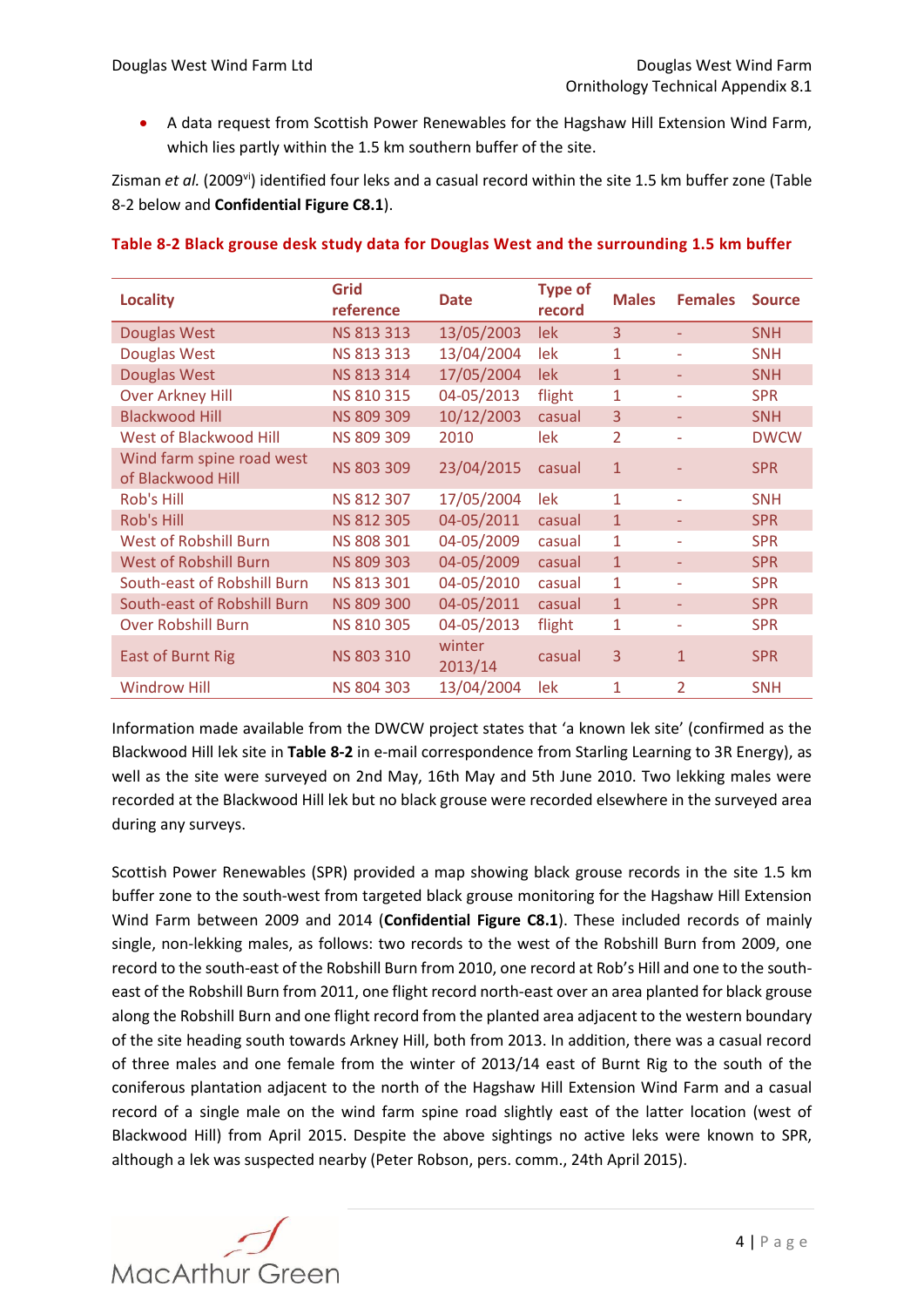- A data request from Scottish Power Renewables for the Hagshaw Hill Extension Wind Farm, which lies partly within the 1.5 km southern buffer of the site.

Zisman *et al.* (2009[vi]) identified four leks and a casual record within the site 1.5 km buffer zone (Table 8-2 below and **Confidential Figure C8.1**).

**Table 8-2 Black grouse desk study data for Douglas West and the surrounding 1.5 km buffer**

| Locality | Grid reference | Date | Type of record | Males | Females | Source |
|---|---|---|---|---|---|---|
| Douglas West | NS 813 313 | 13/05/2003 | lek | 3 | - | SNH |
| Douglas West | NS 813 313 | 13/04/2004 | lek | 1 | - | SNH |
| Douglas West | NS 813 314 | 17/05/2004 | lek | 1 | - | SNH |
| Over Arkney Hill | NS 810 315 | 04-05/2013 | flight | 1 | - | SPR |
| Blackwood Hill | NS 809 309 | 10/12/2003 | casual | 3 | - | SNH |
| West of Blackwood Hill | NS 809 309 | 2010 | lek | 2 | - | DWCW |
| Wind farm spine road west of Blackwood Hill | NS 803 309 | 23/04/2015 | casual | 1 | - | SPR |
| Rob's Hill | NS 812 307 | 17/05/2004 | lek | 1 | - | SNH |
| Rob's Hill | NS 812 305 | 04-05/2011 | casual | 1 | - | SPR |
| West of Robshill Burn | NS 808 301 | 04-05/2009 | casual | 1 | - | SPR |
| West of Robshill Burn | NS 809 303 | 04-05/2009 | casual | 1 | - | SPR |
| South-east of Robshill Burn | NS 813 301 | 04-05/2010 | casual | 1 | - | SPR |
| South-east of Robshill Burn | NS 809 300 | 04-05/2011 | casual | 1 | - | SPR |
| Over Robshill Burn | NS 810 305 | 04-05/2013 | flight | 1 | - | SPR |
| East of Burnt Rig | NS 803 310 | winter 2013/14 | casual | 3 | 1 | SPR |
| Windrow Hill | NS 804 303 | 13/04/2004 | lek | 1 | 2 | SNH |

Information made available from the DWCW project states that 'a known lek site' (confirmed as the Blackwood Hill lek site in **Table 8-2** in e-mail correspondence from Starling Learning to 3R Energy), as well as the site were surveyed on 2nd May, 16th May and 5th June 2010. Two lekking males were recorded at the Blackwood Hill lek but no black grouse were recorded elsewhere in the surveyed area during any surveys.

Scottish Power Renewables (SPR) provided a map showing black grouse records in the site 1.5 km buffer zone to the south-west from targeted black grouse monitoring for the Hagshaw Hill Extension Wind Farm between 2009 and 2014 (**Confidential Figure C8.1**). These included records of mainly single, non-lekking males, as follows: two records to the west of the Robshill Burn from 2009, one record to the south-east of the Robshill Burn from 2010, one record at Rob's Hill and one to the south-east of the Robshill Burn from 2011, one flight record north-east over an area planted for black grouse along the Robshill Burn and one flight record from the planted area adjacent to the western boundary of the site heading south towards Arkney Hill, both from 2013. In addition, there was a casual record of three males and one female from the winter of 2013/14 east of Burnt Rig to the south of the coniferous plantation adjacent to the north of the Hagshaw Hill Extension Wind Farm and a casual record of a single male on the wind farm spine road slightly east of the latter location (west of Blackwood Hill) from April 2015. Despite the above sightings no active leks were known to SPR, although a lek was suspected nearby (Peter Robson, pers. comm., 24th April 2015).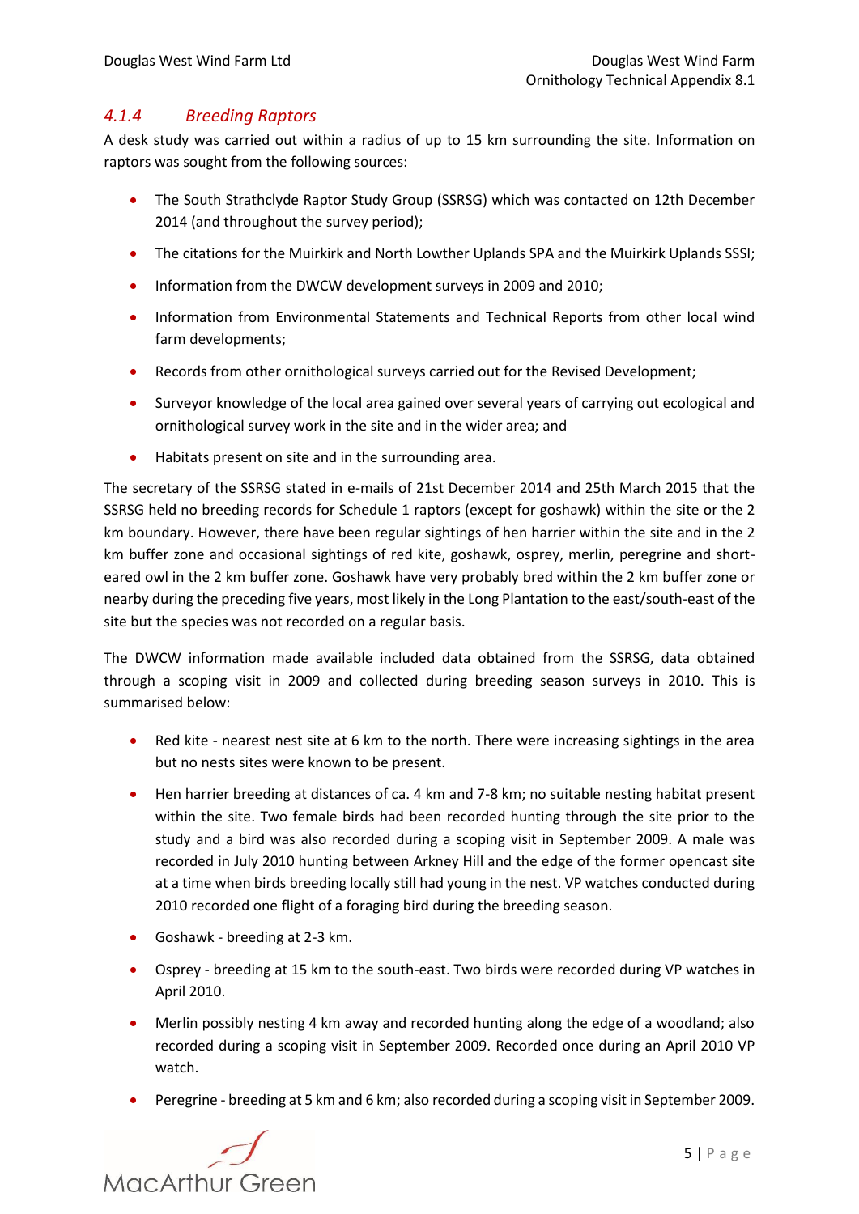### 4.1.4 Breeding Raptors

A desk study was carried out within a radius of up to 15 km surrounding the site. Information on raptors was sought from the following sources:

- The South Strathclyde Raptor Study Group (SSRSG) which was contacted on 12th December 2014 (and throughout the survey period);
- The citations for the Muirkirk and North Lowther Uplands SPA and the Muirkirk Uplands SSSI;
- Information from the DWCW development surveys in 2009 and 2010;
- Information from Environmental Statements and Technical Reports from other local wind farm developments;
- Records from other ornithological surveys carried out for the Revised Development;
- Surveyor knowledge of the local area gained over several years of carrying out ecological and ornithological survey work in the site and in the wider area; and
- Habitats present on site and in the surrounding area.

The secretary of the SSRSG stated in e-mails of 21st December 2014 and 25th March 2015 that the SSRSG held no breeding records for Schedule 1 raptors (except for goshawk) within the site or the 2 km boundary. However, there have been regular sightings of hen harrier within the site and in the 2 km buffer zone and occasional sightings of red kite, goshawk, osprey, merlin, peregrine and short-eared owl in the 2 km buffer zone. Goshawk have very probably bred within the 2 km buffer zone or nearby during the preceding five years, most likely in the Long Plantation to the east/south-east of the site but the species was not recorded on a regular basis.

The DWCW information made available included data obtained from the SSRSG, data obtained through a scoping visit in 2009 and collected during breeding season surveys in 2010. This is summarised below:

- Red kite - nearest nest site at 6 km to the north. There were increasing sightings in the area but no nests sites were known to be present.
- Hen harrier breeding at distances of ca. 4 km and 7-8 km; no suitable nesting habitat present within the site. Two female birds had been recorded hunting through the site prior to the study and a bird was also recorded during a scoping visit in September 2009. A male was recorded in July 2010 hunting between Arkney Hill and the edge of the former opencast site at a time when birds breeding locally still had young in the nest. VP watches conducted during 2010 recorded one flight of a foraging bird during the breeding season.
- Goshawk - breeding at 2-3 km.
- Osprey - breeding at 15 km to the south-east. Two birds were recorded during VP watches in April 2010.
- Merlin possibly nesting 4 km away and recorded hunting along the edge of a woodland; also recorded during a scoping visit in September 2009. Recorded once during an April 2010 VP watch.
- Peregrine - breeding at 5 km and 6 km; also recorded during a scoping visit in September 2009.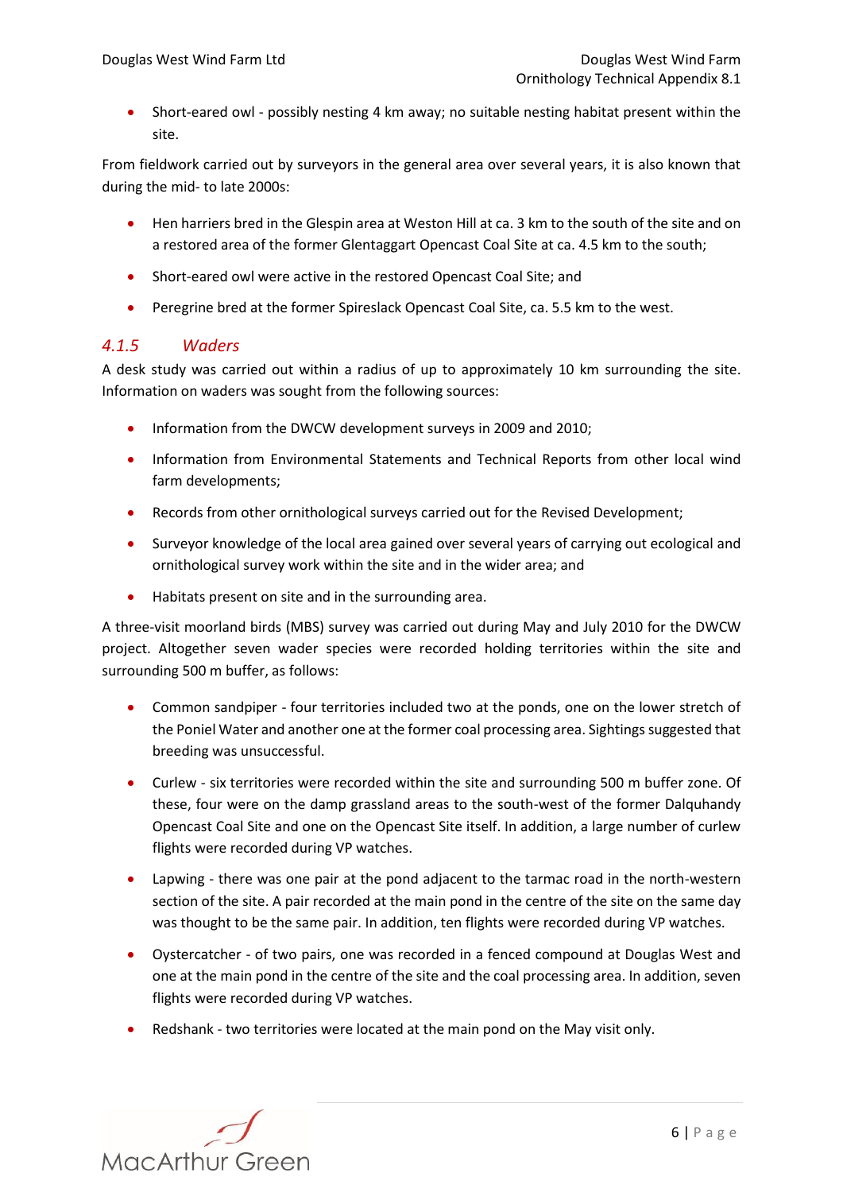- Short-eared owl - possibly nesting 4 km away; no suitable nesting habitat present within the site.

From fieldwork carried out by surveyors in the general area over several years, it is also known that during the mid- to late 2000s:

- Hen harriers bred in the Glespin area at Weston Hill at ca. 3 km to the south of the site and on a restored area of the former Glentaggart Opencast Coal Site at ca. 4.5 km to the south;
- Short-eared owl were active in the restored Opencast Coal Site; and
- Peregrine bred at the former Spireslack Opencast Coal Site, ca. 5.5 km to the west.

### *4.1.5 Waders*

A desk study was carried out within a radius of up to approximately 10 km surrounding the site. Information on waders was sought from the following sources:

- Information from the DWCW development surveys in 2009 and 2010;
- Information from Environmental Statements and Technical Reports from other local wind farm developments;
- Records from other ornithological surveys carried out for the Revised Development;
- Surveyor knowledge of the local area gained over several years of carrying out ecological and ornithological survey work within the site and in the wider area; and
- Habitats present on site and in the surrounding area.

A three-visit moorland birds (MBS) survey was carried out during May and July 2010 for the DWCW project. Altogether seven wader species were recorded holding territories within the site and surrounding 500 m buffer, as follows:

- Common sandpiper - four territories included two at the ponds, one on the lower stretch of the Poniel Water and another one at the former coal processing area. Sightings suggested that breeding was unsuccessful.
- Curlew - six territories were recorded within the site and surrounding 500 m buffer zone. Of these, four were on the damp grassland areas to the south-west of the former Dalquhandy Opencast Coal Site and one on the Opencast Site itself. In addition, a large number of curlew flights were recorded during VP watches.
- Lapwing - there was one pair at the pond adjacent to the tarmac road in the north-western section of the site. A pair recorded at the main pond in the centre of the site on the same day was thought to be the same pair. In addition, ten flights were recorded during VP watches.
- Oystercatcher - of two pairs, one was recorded in a fenced compound at Douglas West and one at the main pond in the centre of the site and the coal processing area. In addition, seven flights were recorded during VP watches.
- Redshank - two territories were located at the main pond on the May visit only.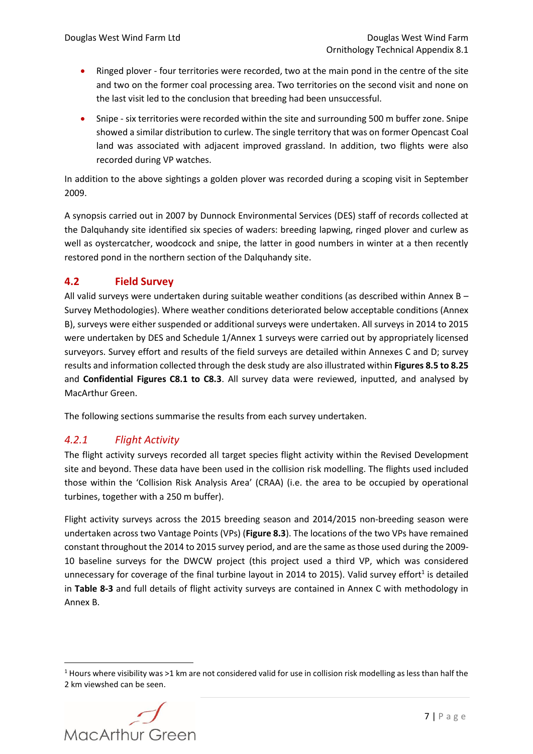- Ringed plover - four territories were recorded, two at the main pond in the centre of the site and two on the former coal processing area. Two territories on the second visit and none on the last visit led to the conclusion that breeding had been unsuccessful.
- Snipe - six territories were recorded within the site and surrounding 500 m buffer zone. Snipe showed a similar distribution to curlew. The single territory that was on former Opencast Coal land was associated with adjacent improved grassland. In addition, two flights were also recorded during VP watches.

In addition to the above sightings a golden plover was recorded during a scoping visit in September 2009.

A synopsis carried out in 2007 by Dunnock Environmental Services (DES) staff of records collected at the Dalquhandy site identified six species of waders: breeding lapwing, ringed plover and curlew as well as oystercatcher, woodcock and snipe, the latter in good numbers in winter at a then recently restored pond in the northern section of the Dalquhandy site.

## 4.2 Field Survey

All valid surveys were undertaken during suitable weather conditions (as described within Annex B – Survey Methodologies). Where weather conditions deteriorated below acceptable conditions (Annex B), surveys were either suspended or additional surveys were undertaken. All surveys in 2014 to 2015 were undertaken by DES and Schedule 1/Annex 1 surveys were carried out by appropriately licensed surveyors. Survey effort and results of the field surveys are detailed within Annexes C and D; survey results and information collected through the desk study are also illustrated within **Figures 8.5 to 8.25** and **Confidential Figures C8.1 to C8.3**. All survey data were reviewed, inputted, and analysed by MacArthur Green.

The following sections summarise the results from each survey undertaken.

### *4.2.1 Flight Activity*

The flight activity surveys recorded all target species flight activity within the Revised Development site and beyond. These data have been used in the collision risk modelling. The flights used included those within the 'Collision Risk Analysis Area' (CRAA) (i.e. the area to be occupied by operational turbines, together with a 250 m buffer).

Flight activity surveys across the 2015 breeding season and 2014/2015 non-breeding season were undertaken across two Vantage Points (VPs) (**Figure 8.3**). The locations of the two VPs have remained constant throughout the 2014 to 2015 survey period, and are the same as those used during the 2009-10 baseline surveys for the DWCW project (this project used a third VP, which was considered unnecessary for coverage of the final turbine layout in 2014 to 2015). Valid survey effort[1] is detailed in **Table 8-3** and full details of flight activity surveys are contained in Annex C with methodology in Annex B.

[1] Hours where visibility was >1 km are not considered valid for use in collision risk modelling as less than half the 2 km viewshed can be seen.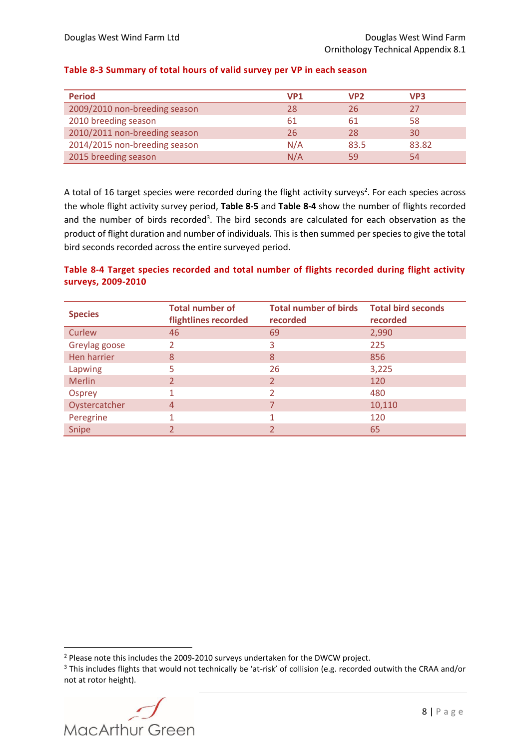**Table 8-3 Summary of total hours of valid survey per VP in each season**

| Period | VP1 | VP2 | VP3 |
|---|---|---|---|
| 2009/2010 non-breeding season | 28 | 26 | 27 |
| 2010 breeding season | 61 | 61 | 58 |
| 2010/2011 non-breeding season | 26 | 28 | 30 |
| 2014/2015 non-breeding season | N/A | 83.5 | 83.82 |
| 2015 breeding season | N/A | 59 | 54 |

A total of 16 target species were recorded during the flight activity surveys[2]. For each species across the whole flight activity survey period, **Table 8-5** and **Table 8-4** show the number of flights recorded and the number of birds recorded[3]. The bird seconds are calculated for each observation as the product of flight duration and number of individuals. This is then summed per species to give the total bird seconds recorded across the entire surveyed period.

**Table 8-4 Target species recorded and total number of flights recorded during flight activity surveys, 2009-2010**

| Species | Total number of flightlines recorded | Total number of birds recorded | Total bird seconds recorded |
|---|---|---|---|
| Curlew | 46 | 69 | 2,990 |
| Greylag goose | 2 | 3 | 225 |
| Hen harrier | 8 | 8 | 856 |
| Lapwing | 5 | 26 | 3,225 |
| Merlin | 2 | 2 | 120 |
| Osprey | 1 | 2 | 480 |
| Oystercatcher | 4 | 7 | 10,110 |
| Peregrine | 1 | 1 | 120 |
| Snipe | 2 | 2 | 65 |

[2] Please note this includes the 2009-2010 surveys undertaken for the DWCW project.

[3] This includes flights that would not technically be 'at-risk' of collision (e.g. recorded outwith the CRAA and/or not at rotor height).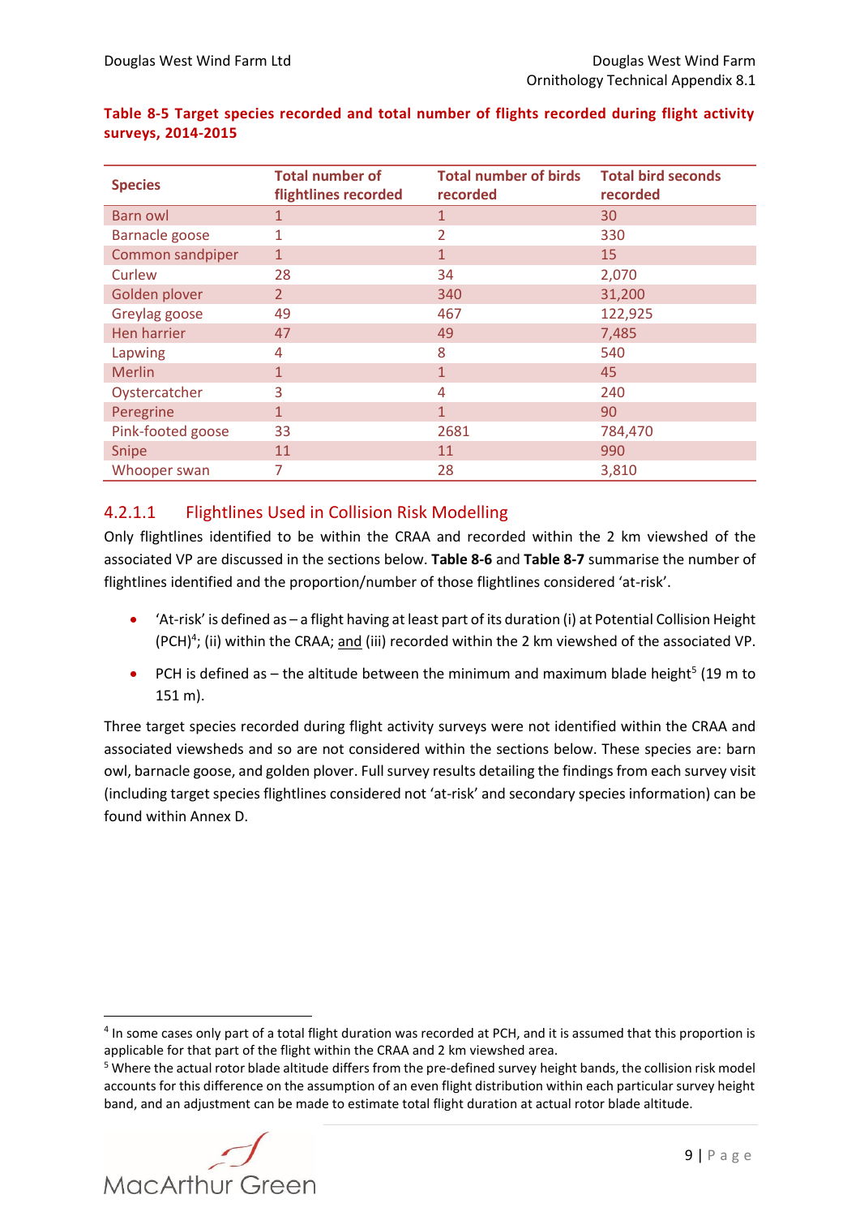**Table 8-5 Target species recorded and total number of flights recorded during flight activity surveys, 2014-2015**

| Species | Total number of flightlines recorded | Total number of birds recorded | Total bird seconds recorded |
|---|---|---|---|
| Barn owl | 1 | 1 | 30 |
| Barnacle goose | 1 | 2 | 330 |
| Common sandpiper | 1 | 1 | 15 |
| Curlew | 28 | 34 | 2,070 |
| Golden plover | 2 | 340 | 31,200 |
| Greylag goose | 49 | 467 | 122,925 |
| Hen harrier | 47 | 49 | 7,485 |
| Lapwing | 4 | 8 | 540 |
| Merlin | 1 | 1 | 45 |
| Oystercatcher | 3 | 4 | 240 |
| Peregrine | 1 | 1 | 90 |
| Pink-footed goose | 33 | 2681 | 784,470 |
| Snipe | 11 | 11 | 990 |
| Whooper swan | 7 | 28 | 3,810 |

#### 4.2.1.1 Flightlines Used in Collision Risk Modelling

Only flightlines identified to be within the CRAA and recorded within the 2 km viewshed of the associated VP are discussed in the sections below. **Table 8-6** and **Table 8-7** summarise the number of flightlines identified and the proportion/number of those flightlines considered 'at-risk'.

- 'At-risk' is defined as – a flight having at least part of its duration (i) at Potential Collision Height (PCH)[4]; (ii) within the CRAA; and (iii) recorded within the 2 km viewshed of the associated VP.
- PCH is defined as – the altitude between the minimum and maximum blade height[5] (19 m to 151 m).

Three target species recorded during flight activity surveys were not identified within the CRAA and associated viewsheds and so are not considered within the sections below. These species are: barn owl, barnacle goose, and golden plover. Full survey results detailing the findings from each survey visit (including target species flightlines considered not 'at-risk' and secondary species information) can be found within Annex D.

[4] In some cases only part of a total flight duration was recorded at PCH, and it is assumed that this proportion is applicable for that part of the flight within the CRAA and 2 km viewshed area.

[5] Where the actual rotor blade altitude differs from the pre-defined survey height bands, the collision risk model accounts for this difference on the assumption of an even flight distribution within each particular survey height band, and an adjustment can be made to estimate total flight duration at actual rotor blade altitude.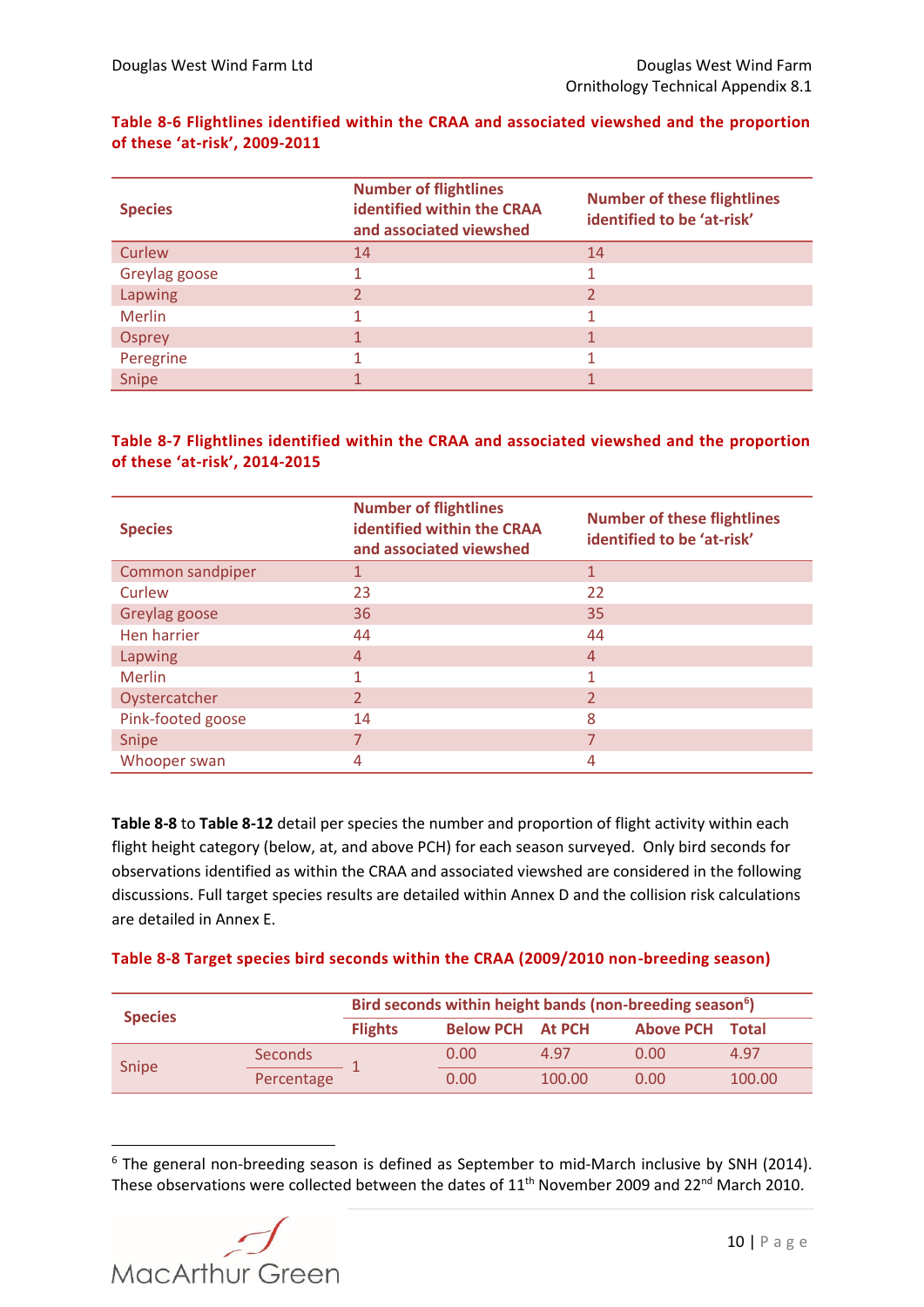**Table 8-6 Flightlines identified within the CRAA and associated viewshed and the proportion of these 'at-risk', 2009-2011**

| Species | Number of flightlines identified within the CRAA and associated viewshed | Number of these flightlines identified to be 'at-risk' |
|---|---|---|
| Curlew | 14 | 14 |
| Greylag goose | 1 | 1 |
| Lapwing | 2 | 2 |
| Merlin | 1 | 1 |
| Osprey | 1 | 1 |
| Peregrine | 1 | 1 |
| Snipe | 1 | 1 |

**Table 8-7 Flightlines identified within the CRAA and associated viewshed and the proportion of these 'at-risk', 2014-2015**

| Species | Number of flightlines identified within the CRAA and associated viewshed | Number of these flightlines identified to be 'at-risk' |
|---|---|---|
| Common sandpiper | 1 | 1 |
| Curlew | 23 | 22 |
| Greylag goose | 36 | 35 |
| Hen harrier | 44 | 44 |
| Lapwing | 4 | 4 |
| Merlin | 1 | 1 |
| Oystercatcher | 2 | 2 |
| Pink-footed goose | 14 | 8 |
| Snipe | 7 | 7 |
| Whooper swan | 4 | 4 |

**Table 8-8** to **Table 8-12** detail per species the number and proportion of flight activity within each flight height category (below, at, and above PCH) for each season surveyed. Only bird seconds for observations identified as within the CRAA and associated viewshed are considered in the following discussions. Full target species results are detailed within Annex D and the collision risk calculations are detailed in Annex E.

**Table 8-8 Target species bird seconds within the CRAA (2009/2010 non-breeding season)**

| Species | | Bird seconds within height bands (non-breeding season[6]) | | | | |
|---|---|---|---|---|---|---|
| | | Flights | Below PCH | At PCH | Above PCH | Total |
| Snipe | Seconds | 1 | 0.00 | 4.97 | 0.00 | 4.97 |
| | Percentage | | 0.00 | 100.00 | 0.00 | 100.00 |

[6] The general non-breeding season is defined as September to mid-March inclusive by SNH (2014). These observations were collected between the dates of 11th November 2009 and 22nd March 2010.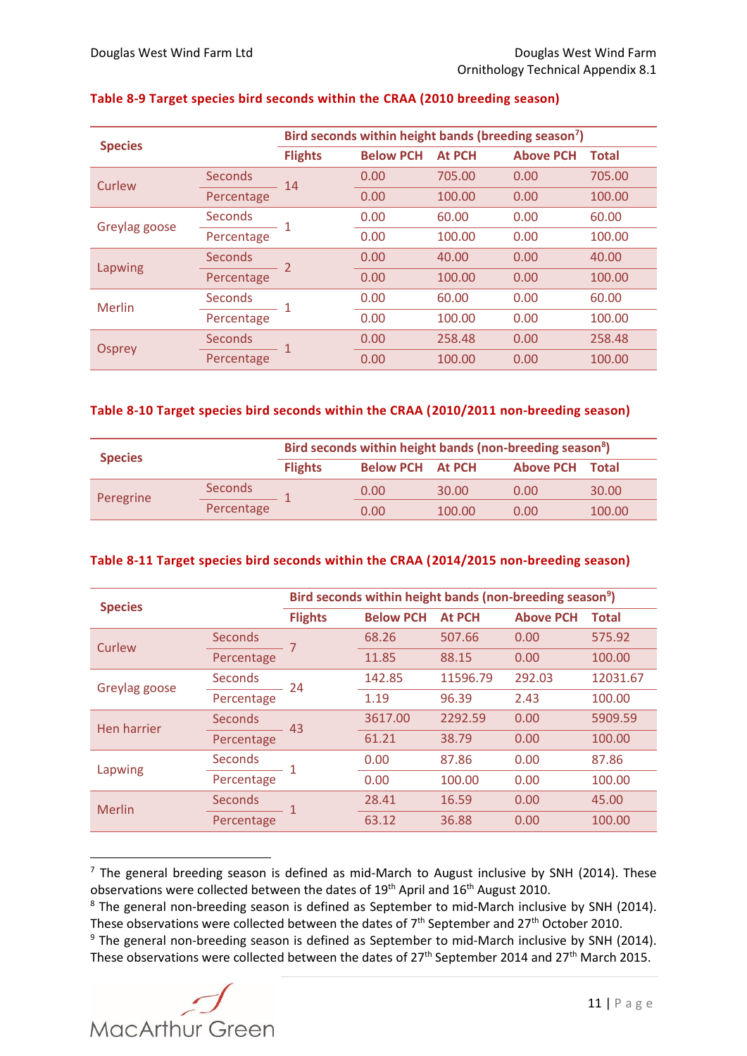**Table 8-9 Target species bird seconds within the CRAA (2010 breeding season)**

| Species | | Bird seconds within height bands (breeding season[7]) | | | | |
|---|---|---|---|---|---|---|
| | | Flights | Below PCH | At PCH | Above PCH | Total |
| Curlew | Seconds | 14 | 0.00 | 705.00 | 0.00 | 705.00 |
| | Percentage | | 0.00 | 100.00 | 0.00 | 100.00 |
| Greylag goose | Seconds | 1 | 0.00 | 60.00 | 0.00 | 60.00 |
| | Percentage | | 0.00 | 100.00 | 0.00 | 100.00 |
| Lapwing | Seconds | 2 | 0.00 | 40.00 | 0.00 | 40.00 |
| | Percentage | | 0.00 | 100.00 | 0.00 | 100.00 |
| Merlin | Seconds | 1 | 0.00 | 60.00 | 0.00 | 60.00 |
| | Percentage | | 0.00 | 100.00 | 0.00 | 100.00 |
| Osprey | Seconds | 1 | 0.00 | 258.48 | 0.00 | 258.48 |
| | Percentage | | 0.00 | 100.00 | 0.00 | 100.00 |

**Table 8-10 Target species bird seconds within the CRAA (2010/2011 non-breeding season)**

| Species | | Bird seconds within height bands (non-breeding season[8]) | | | | |
|---|---|---|---|---|---|---|
| | | Flights | Below PCH | At PCH | Above PCH | Total |
| Peregrine | Seconds | 1 | 0.00 | 30.00 | 0.00 | 30.00 |
| | Percentage | | 0.00 | 100.00 | 0.00 | 100.00 |

**Table 8-11 Target species bird seconds within the CRAA (2014/2015 non-breeding season)**

| Species | | Bird seconds within height bands (non-breeding season[9]) | | | | |
|---|---|---|---|---|---|---|
| | | Flights | Below PCH | At PCH | Above PCH | Total |
| Curlew | Seconds | 7 | 68.26 | 507.66 | 0.00 | 575.92 |
| | Percentage | | 11.85 | 88.15 | 0.00 | 100.00 |
| Greylag goose | Seconds | 24 | 142.85 | 11596.79 | 292.03 | 12031.67 |
| | Percentage | | 1.19 | 96.39 | 2.43 | 100.00 |
| Hen harrier | Seconds | 43 | 3617.00 | 2292.59 | 0.00 | 5909.59 |
| | Percentage | | 61.21 | 38.79 | 0.00 | 100.00 |
| Lapwing | Seconds | 1 | 0.00 | 87.86 | 0.00 | 87.86 |
| | Percentage | | 0.00 | 100.00 | 0.00 | 100.00 |
| Merlin | Seconds | 1 | 28.41 | 16.59 | 0.00 | 45.00 |
| | Percentage | | 63.12 | 36.88 | 0.00 | 100.00 |

[7] The general breeding season is defined as mid-March to August inclusive by SNH (2014). These observations were collected between the dates of 19th April and 16th August 2010.

[8] The general non-breeding season is defined as September to mid-March inclusive by SNH (2014). These observations were collected between the dates of 7th September and 27th October 2010.

[9] The general non-breeding season is defined as September to mid-March inclusive by SNH (2014). These observations were collected between the dates of 27th September 2014 and 27th March 2015.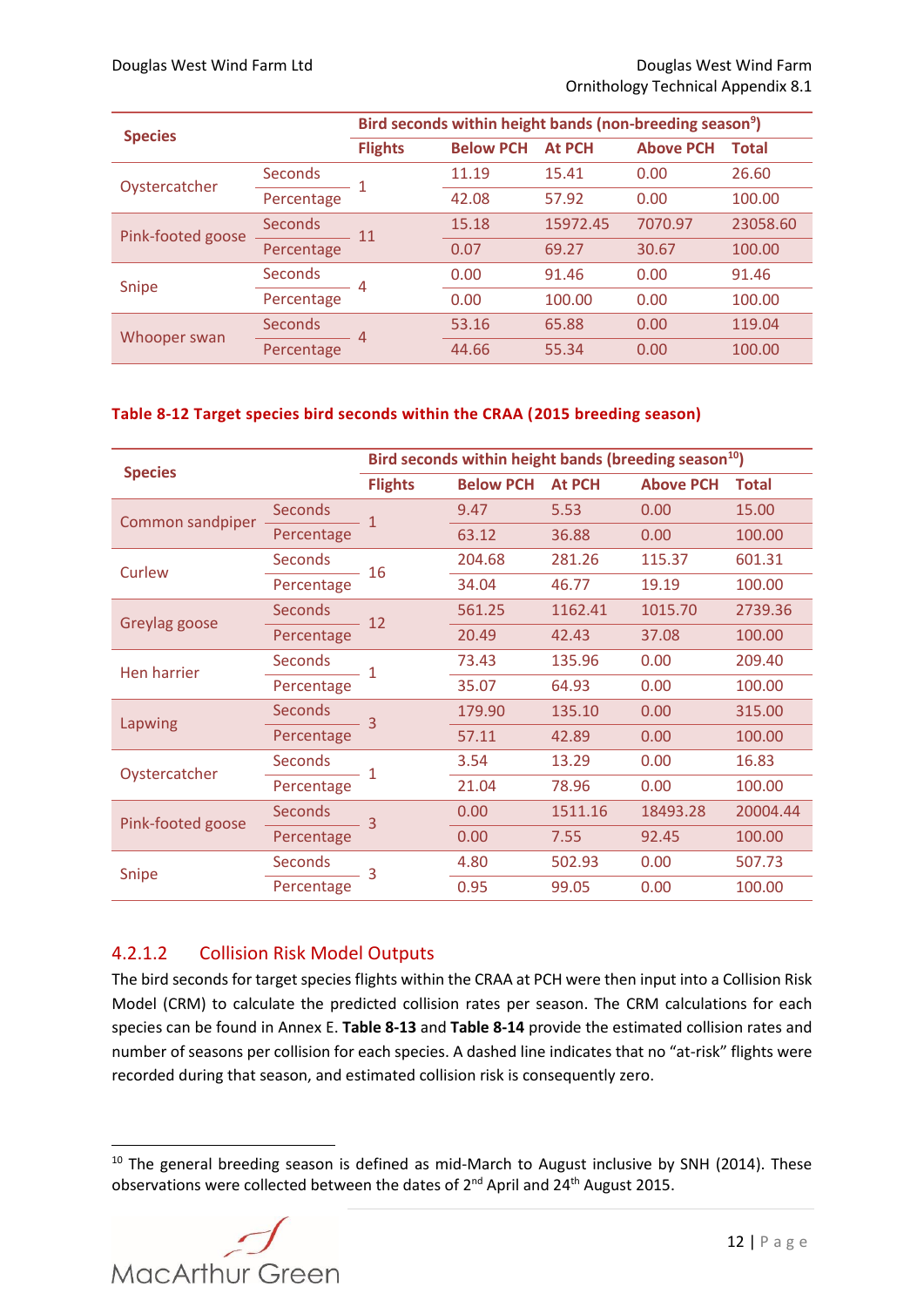| Species | | Bird seconds within height bands (non-breeding season[9]) | | | | |
|---|---|---|---|---|---|---|
| | | Flights | Below PCH | At PCH | Above PCH | Total |
| Oystercatcher | Seconds | 1 | 11.19 | 15.41 | 0.00 | 26.60 |
| | Percentage | | 42.08 | 57.92 | 0.00 | 100.00 |
| Pink-footed goose | Seconds | 11 | 15.18 | 15972.45 | 7070.97 | 23058.60 |
| | Percentage | | 0.07 | 69.27 | 30.67 | 100.00 |
| Snipe | Seconds | 4 | 0.00 | 91.46 | 0.00 | 91.46 |
| | Percentage | | 0.00 | 100.00 | 0.00 | 100.00 |
| Whooper swan | Seconds | 4 | 53.16 | 65.88 | 0.00 | 119.04 |
| | Percentage | | 44.66 | 55.34 | 0.00 | 100.00 |

**Table 8-12 Target species bird seconds within the CRAA (2015 breeding season)**

| Species | | Bird seconds within height bands (breeding season[10]) | | | | |
|---|---|---|---|---|---|---|
| | | Flights | Below PCH | At PCH | Above PCH | Total |
| Common sandpiper | Seconds | 1 | 9.47 | 5.53 | 0.00 | 15.00 |
| | Percentage | | 63.12 | 36.88 | 0.00 | 100.00 |
| Curlew | Seconds | 16 | 204.68 | 281.26 | 115.37 | 601.31 |
| | Percentage | | 34.04 | 46.77 | 19.19 | 100.00 |
| Greylag goose | Seconds | 12 | 561.25 | 1162.41 | 1015.70 | 2739.36 |
| | Percentage | | 20.49 | 42.43 | 37.08 | 100.00 |
| Hen harrier | Seconds | 1 | 73.43 | 135.96 | 0.00 | 209.40 |
| | Percentage | | 35.07 | 64.93 | 0.00 | 100.00 |
| Lapwing | Seconds | 3 | 179.90 | 135.10 | 0.00 | 315.00 |
| | Percentage | | 57.11 | 42.89 | 0.00 | 100.00 |
| Oystercatcher | Seconds | 1 | 3.54 | 13.29 | 0.00 | 16.83 |
| | Percentage | | 21.04 | 78.96 | 0.00 | 100.00 |
| Pink-footed goose | Seconds | 3 | 0.00 | 1511.16 | 18493.28 | 20004.44 |
| | Percentage | | 0.00 | 7.55 | 92.45 | 100.00 |
| Snipe | Seconds | 3 | 4.80 | 502.93 | 0.00 | 507.73 |
| | Percentage | | 0.95 | 99.05 | 0.00 | 100.00 |

#### 4.2.1.2 Collision Risk Model Outputs

The bird seconds for target species flights within the CRAA at PCH were then input into a Collision Risk Model (CRM) to calculate the predicted collision rates per season. The CRM calculations for each species can be found in Annex E. **Table 8-13** and **Table 8-14** provide the estimated collision rates and number of seasons per collision for each species. A dashed line indicates that no "at-risk" flights were recorded during that season, and estimated collision risk is consequently zero.

[10] The general breeding season is defined as mid-March to August inclusive by SNH (2014). These observations were collected between the dates of 2nd April and 24th August 2015.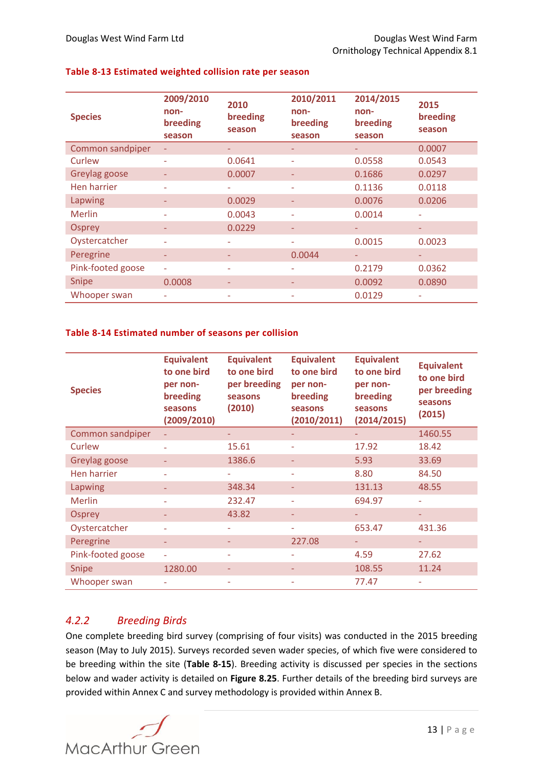**Table 8-13 Estimated weighted collision rate per season**

| Species | 2009/2010 non-breeding season | 2010 breeding season | 2010/2011 non-breeding season | 2014/2015 non-breeding season | 2015 breeding season |
|---|---|---|---|---|---|
| Common sandpiper | - | - | - | - | 0.0007 |
| Curlew | - | 0.0641 | - | 0.0558 | 0.0543 |
| Greylag goose | - | 0.0007 | - | 0.1686 | 0.0297 |
| Hen harrier | - | - | - | 0.1136 | 0.0118 |
| Lapwing | - | 0.0029 | - | 0.0076 | 0.0206 |
| Merlin | - | 0.0043 | - | 0.0014 | - |
| Osprey | - | 0.0229 | - | - | - |
| Oystercatcher | - | - | - | 0.0015 | 0.0023 |
| Peregrine | - | - | 0.0044 | - | - |
| Pink-footed goose | - | - | - | 0.2179 | 0.0362 |
| Snipe | 0.0008 | - | - | 0.0092 | 0.0890 |
| Whooper swan | - | - | - | 0.0129 | - |

**Table 8-14 Estimated number of seasons per collision**

| Species | Equivalent to one bird per non-breeding seasons (2009/2010) | Equivalent to one bird per breeding seasons (2010) | Equivalent to one bird per non-breeding seasons (2010/2011) | Equivalent to one bird per non-breeding seasons (2014/2015) | Equivalent to one bird per breeding seasons (2015) |
|---|---|---|---|---|---|
| Common sandpiper | - | - | - | - | 1460.55 |
| Curlew | - | 15.61 | - | 17.92 | 18.42 |
| Greylag goose | - | 1386.6 | - | 5.93 | 33.69 |
| Hen harrier | - | - | - | 8.80 | 84.50 |
| Lapwing | - | 348.34 | - | 131.13 | 48.55 |
| Merlin | - | 232.47 | - | 694.97 | - |
| Osprey | - | 43.82 | - | - | - |
| Oystercatcher | - | - | - | 653.47 | 431.36 |
| Peregrine | - | - | 227.08 | - | - |
| Pink-footed goose | - | - | - | 4.59 | 27.62 |
| Snipe | 1280.00 | - | - | 108.55 | 11.24 |
| Whooper swan | - | - | - | 77.47 | - |

### 4.2.2 *Breeding Birds*

One complete breeding bird survey (comprising of four visits) was conducted in the 2015 breeding season (May to July 2015). Surveys recorded seven wader species, of which five were considered to be breeding within the site (**Table 8-15**). Breeding activity is discussed per species in the sections below and wader activity is detailed on **Figure 8.25**. Further details of the breeding bird surveys are provided within Annex C and survey methodology is provided within Annex B.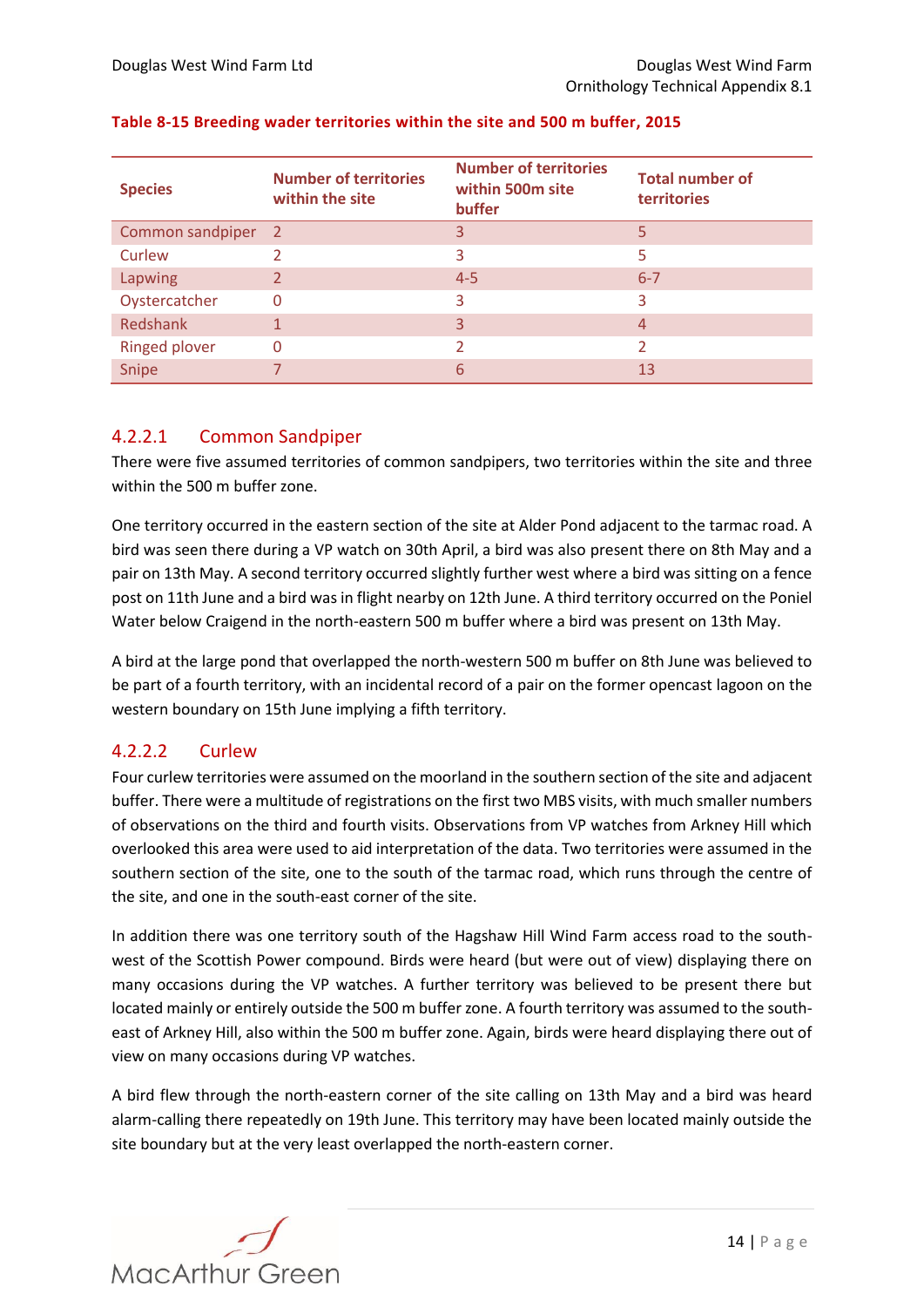**Table 8-15 Breeding wader territories within the site and 500 m buffer, 2015**

| Species | Number of territories within the site | Number of territories within 500m site buffer | Total number of territories |
|---|---|---|---|
| Common sandpiper | 2 | 3 | 5 |
| Curlew | 2 | 3 | 5 |
| Lapwing | 2 | 4-5 | 6-7 |
| Oystercatcher | 0 | 3 | 3 |
| Redshank | 1 | 3 | 4 |
| Ringed plover | 0 | 2 | 2 |
| Snipe | 7 | 6 | 13 |

#### 4.2.2.1 Common Sandpiper

There were five assumed territories of common sandpipers, two territories within the site and three within the 500 m buffer zone.

One territory occurred in the eastern section of the site at Alder Pond adjacent to the tarmac road. A bird was seen there during a VP watch on 30th April, a bird was also present there on 8th May and a pair on 13th May. A second territory occurred slightly further west where a bird was sitting on a fence post on 11th June and a bird was in flight nearby on 12th June. A third territory occurred on the Poniel Water below Craigend in the north-eastern 500 m buffer where a bird was present on 13th May.

A bird at the large pond that overlapped the north-western 500 m buffer on 8th June was believed to be part of a fourth territory, with an incidental record of a pair on the former opencast lagoon on the western boundary on 15th June implying a fifth territory.

#### 4.2.2.2 Curlew

Four curlew territories were assumed on the moorland in the southern section of the site and adjacent buffer. There were a multitude of registrations on the first two MBS visits, with much smaller numbers of observations on the third and fourth visits. Observations from VP watches from Arkney Hill which overlooked this area were used to aid interpretation of the data. Two territories were assumed in the southern section of the site, one to the south of the tarmac road, which runs through the centre of the site, and one in the south-east corner of the site.

In addition there was one territory south of the Hagshaw Hill Wind Farm access road to the south-west of the Scottish Power compound. Birds were heard (but were out of view) displaying there on many occasions during the VP watches. A further territory was believed to be present there but located mainly or entirely outside the 500 m buffer zone. A fourth territory was assumed to the south-east of Arkney Hill, also within the 500 m buffer zone. Again, birds were heard displaying there out of view on many occasions during VP watches.

A bird flew through the north-eastern corner of the site calling on 13th May and a bird was heard alarm-calling there repeatedly on 19th June. This territory may have been located mainly outside the site boundary but at the very least overlapped the north-eastern corner.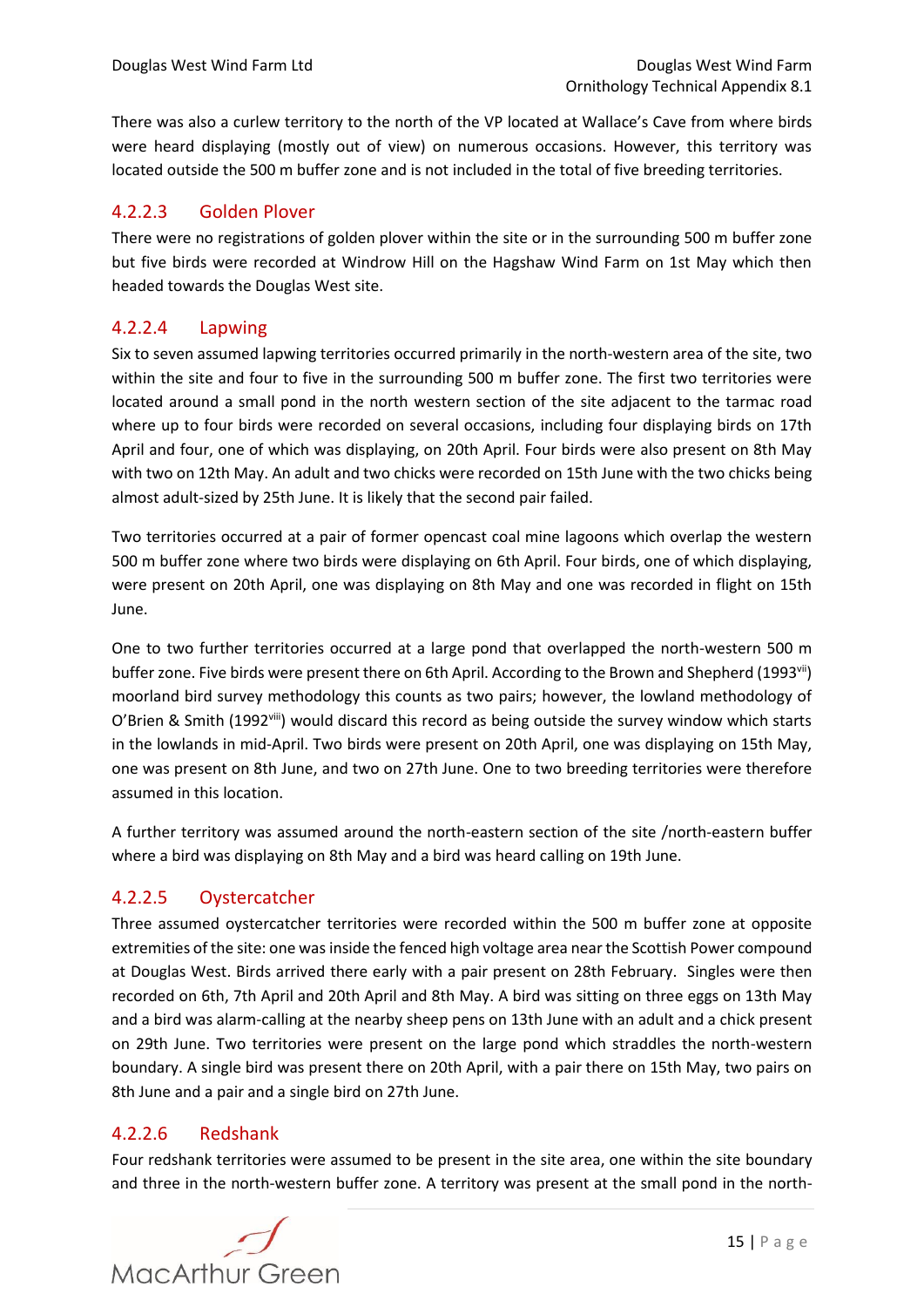There was also a curlew territory to the north of the VP located at Wallace's Cave from where birds were heard displaying (mostly out of view) on numerous occasions. However, this territory was located outside the 500 m buffer zone and is not included in the total of five breeding territories.

#### 4.2.2.3 Golden Plover

There were no registrations of golden plover within the site or in the surrounding 500 m buffer zone but five birds were recorded at Windrow Hill on the Hagshaw Wind Farm on 1st May which then headed towards the Douglas West site.

#### 4.2.2.4 Lapwing

Six to seven assumed lapwing territories occurred primarily in the north-western area of the site, two within the site and four to five in the surrounding 500 m buffer zone. The first two territories were located around a small pond in the north western section of the site adjacent to the tarmac road where up to four birds were recorded on several occasions, including four displaying birds on 17th April and four, one of which was displaying, on 20th April. Four birds were also present on 8th May with two on 12th May. An adult and two chicks were recorded on 15th June with the two chicks being almost adult-sized by 25th June. It is likely that the second pair failed.

Two territories occurred at a pair of former opencast coal mine lagoons which overlap the western 500 m buffer zone where two birds were displaying on 6th April. Four birds, one of which displaying, were present on 20th April, one was displaying on 8th May and one was recorded in flight on 15th June.

One to two further territories occurred at a large pond that overlapped the north-western 500 m buffer zone. Five birds were present there on 6th April. According to the Brown and Shepherd (1993[vii]) moorland bird survey methodology this counts as two pairs; however, the lowland methodology of O'Brien & Smith (1992[viii]) would discard this record as being outside the survey window which starts in the lowlands in mid-April. Two birds were present on 20th April, one was displaying on 15th May, one was present on 8th June, and two on 27th June. One to two breeding territories were therefore assumed in this location.

A further territory was assumed around the north-eastern section of the site /north-eastern buffer where a bird was displaying on 8th May and a bird was heard calling on 19th June.

#### 4.2.2.5 Oystercatcher

Three assumed oystercatcher territories were recorded within the 500 m buffer zone at opposite extremities of the site: one was inside the fenced high voltage area near the Scottish Power compound at Douglas West. Birds arrived there early with a pair present on 28th February. Singles were then recorded on 6th, 7th April and 20th April and 8th May. A bird was sitting on three eggs on 13th May and a bird was alarm-calling at the nearby sheep pens on 13th June with an adult and a chick present on 29th June. Two territories were present on the large pond which straddles the north-western boundary. A single bird was present there on 20th April, with a pair there on 15th May, two pairs on 8th June and a pair and a single bird on 27th June.

#### 4.2.2.6 Redshank

Four redshank territories were assumed to be present in the site area, one within the site boundary and three in the north-western buffer zone. A territory was present at the small pond in the north-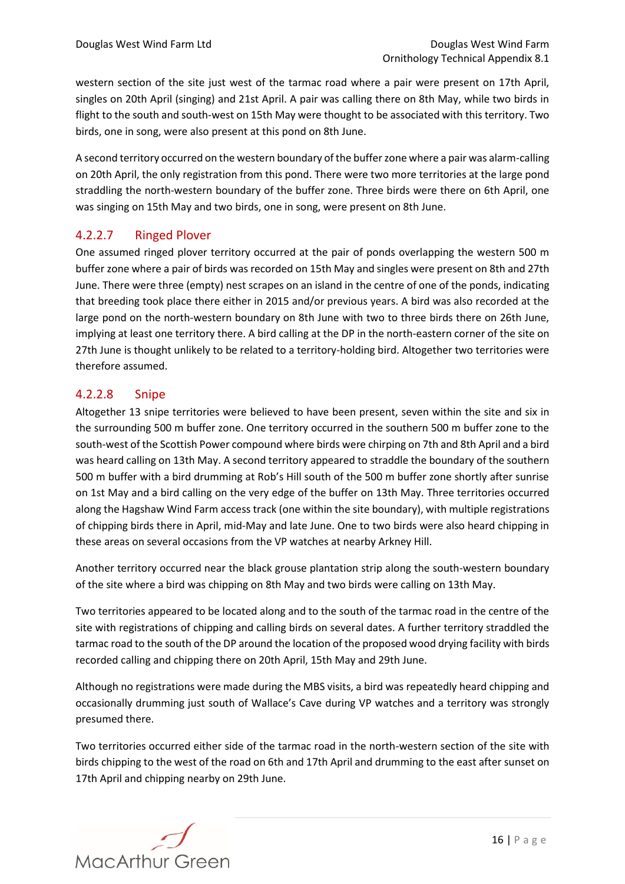western section of the site just west of the tarmac road where a pair were present on 17th April, singles on 20th April (singing) and 21st April. A pair was calling there on 8th May, while two birds in flight to the south and south-west on 15th May were thought to be associated with this territory. Two birds, one in song, were also present at this pond on 8th June.

A second territory occurred on the western boundary of the buffer zone where a pair was alarm-calling on 20th April, the only registration from this pond. There were two more territories at the large pond straddling the north-western boundary of the buffer zone. Three birds were there on 6th April, one was singing on 15th May and two birds, one in song, were present on 8th June.

### 4.2.2.7 Ringed Plover

One assumed ringed plover territory occurred at the pair of ponds overlapping the western 500 m buffer zone where a pair of birds was recorded on 15th May and singles were present on 8th and 27th June. There were three (empty) nest scrapes on an island in the centre of one of the ponds, indicating that breeding took place there either in 2015 and/or previous years. A bird was also recorded at the large pond on the north-western boundary on 8th June with two to three birds there on 26th June, implying at least one territory there. A bird calling at the DP in the north-eastern corner of the site on 27th June is thought unlikely to be related to a territory-holding bird. Altogether two territories were therefore assumed.

### 4.2.2.8 Snipe

Altogether 13 snipe territories were believed to have been present, seven within the site and six in the surrounding 500 m buffer zone. One territory occurred in the southern 500 m buffer zone to the south-west of the Scottish Power compound where birds were chirping on 7th and 8th April and a bird was heard calling on 13th May. A second territory appeared to straddle the boundary of the southern 500 m buffer with a bird drumming at Rob's Hill south of the 500 m buffer zone shortly after sunrise on 1st May and a bird calling on the very edge of the buffer on 13th May. Three territories occurred along the Hagshaw Wind Farm access track (one within the site boundary), with multiple registrations of chipping birds there in April, mid-May and late June. One to two birds were also heard chipping in these areas on several occasions from the VP watches at nearby Arkney Hill.

Another territory occurred near the black grouse plantation strip along the south-western boundary of the site where a bird was chipping on 8th May and two birds were calling on 13th May.

Two territories appeared to be located along and to the south of the tarmac road in the centre of the site with registrations of chipping and calling birds on several dates. A further territory straddled the tarmac road to the south of the DP around the location of the proposed wood drying facility with birds recorded calling and chipping there on 20th April, 15th May and 29th June.

Although no registrations were made during the MBS visits, a bird was repeatedly heard chipping and occasionally drumming just south of Wallace's Cave during VP watches and a territory was strongly presumed there.

Two territories occurred either side of the tarmac road in the north-western section of the site with birds chipping to the west of the road on 6th and 17th April and drumming to the east after sunset on 17th April and chipping nearby on 29th June.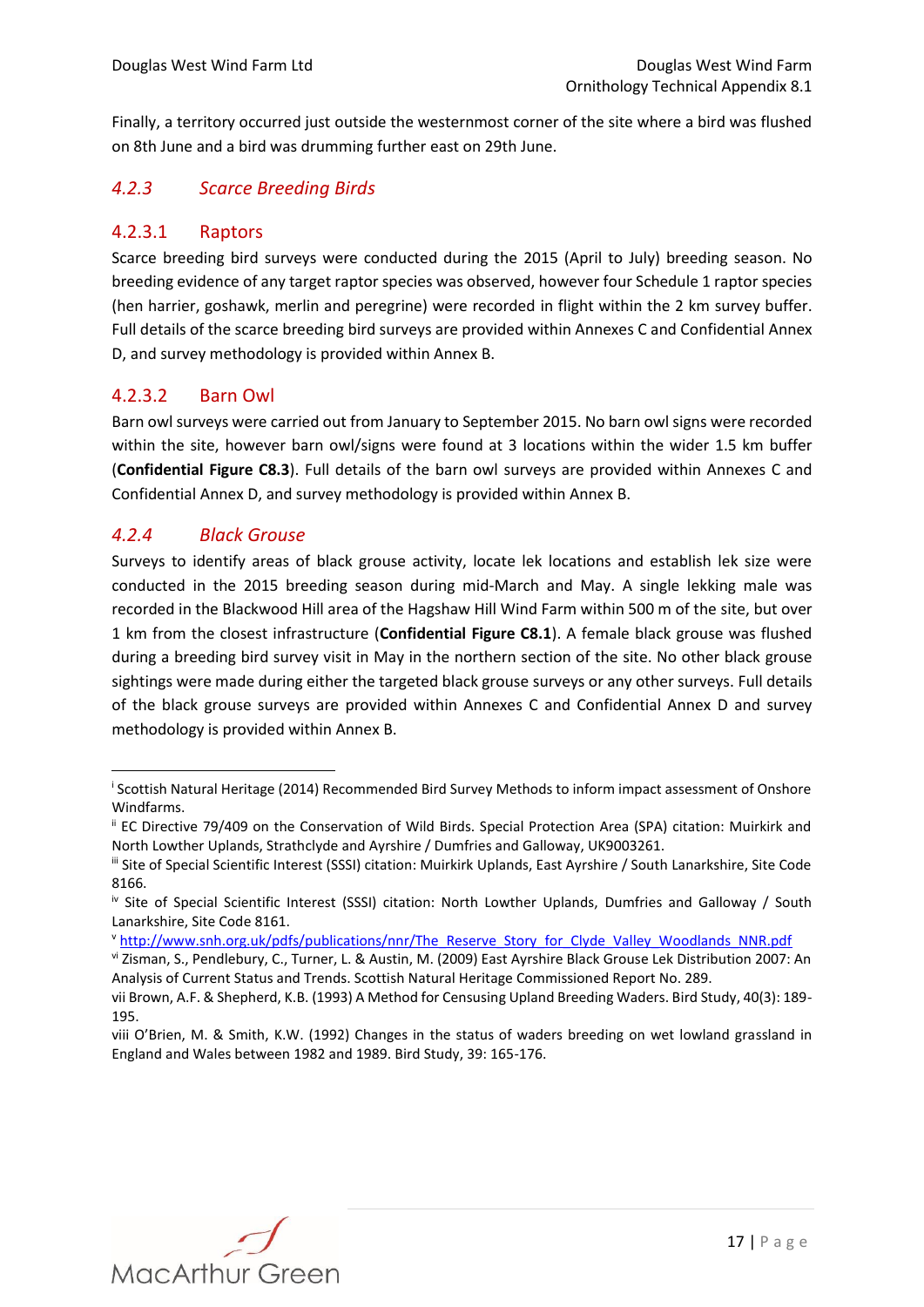Finally, a territory occurred just outside the westernmost corner of the site where a bird was flushed on 8th June and a bird was drumming further east on 29th June.

### *4.2.3 Scarce Breeding Birds*

#### 4.2.3.1 Raptors

Scarce breeding bird surveys were conducted during the 2015 (April to July) breeding season. No breeding evidence of any target raptor species was observed, however four Schedule 1 raptor species (hen harrier, goshawk, merlin and peregrine) were recorded in flight within the 2 km survey buffer. Full details of the scarce breeding bird surveys are provided within Annexes C and Confidential Annex D, and survey methodology is provided within Annex B.

#### 4.2.3.2 Barn Owl

Barn owl surveys were carried out from January to September 2015. No barn owl signs were recorded within the site, however barn owl/signs were found at 3 locations within the wider 1.5 km buffer (**Confidential Figure C8.3**). Full details of the barn owl surveys are provided within Annexes C and Confidential Annex D, and survey methodology is provided within Annex B.

### *4.2.4 Black Grouse*

Surveys to identify areas of black grouse activity, locate lek locations and establish lek size were conducted in the 2015 breeding season during mid-March and May. A single lekking male was recorded in the Blackwood Hill area of the Hagshaw Hill Wind Farm within 500 m of the site, but over 1 km from the closest infrastructure (**Confidential Figure C8.1**). A female black grouse was flushed during a breeding bird survey visit in May in the northern section of the site. No other black grouse sightings were made during either the targeted black grouse surveys or any other surveys. Full details of the black grouse surveys are provided within Annexes C and Confidential Annex D and survey methodology is provided within Annex B.

---

[i] Scottish Natural Heritage (2014) Recommended Bird Survey Methods to inform impact assessment of Onshore Windfarms.

[ii] EC Directive 79/409 on the Conservation of Wild Birds. Special Protection Area (SPA) citation: Muirkirk and North Lowther Uplands, Strathclyde and Ayrshire / Dumfries and Galloway, UK9003261.

[iii] Site of Special Scientific Interest (SSSI) citation: Muirkirk Uplands, East Ayrshire / South Lanarkshire, Site Code 8166.

[iv] Site of Special Scientific Interest (SSSI) citation: North Lowther Uplands, Dumfries and Galloway / South Lanarkshire, Site Code 8161.

[v] http://www.snh.org.uk/pdfs/publications/nnr/The_Reserve_Story_for_Clyde_Valley_Woodlands_NNR.pdf

[vi] Zisman, S., Pendlebury, C., Turner, L. & Austin, M. (2009) East Ayrshire Black Grouse Lek Distribution 2007: An Analysis of Current Status and Trends. Scottish Natural Heritage Commissioned Report No. 289.

vii Brown, A.F. & Shepherd, K.B. (1993) A Method for Censusing Upland Breeding Waders. Bird Study, 40(3): 189-195.

viii O'Brien, M. & Smith, K.W. (1992) Changes in the status of waders breeding on wet lowland grassland in England and Wales between 1982 and 1989. Bird Study, 39: 165-176.